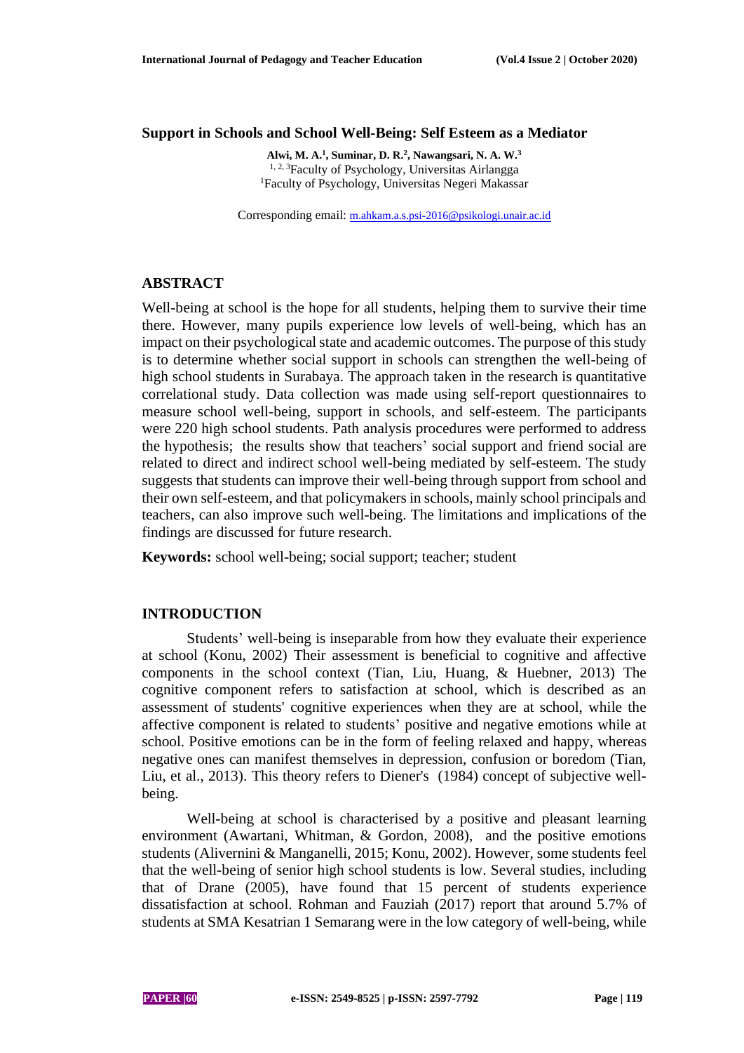# Support in Schools and School Well-Being: Self Esteem as a Mediator

**Alwi, M. A.[1], Suminar, D. R.[2], Nawangsari, N. A. W.[3]**

[1, 2, 3]Faculty of Psychology, Universitas Airlangga

[1]Faculty of Psychology, Universitas Negeri Makassar

Corresponding email: m.ahkam.a.s.psi-2016@psikologi.unair.ac.id

## ABSTRACT

Well-being at school is the hope for all students, helping them to survive their time there. However, many pupils experience low levels of well-being, which has an impact on their psychological state and academic outcomes. The purpose of this study is to determine whether social support in schools can strengthen the well-being of high school students in Surabaya. The approach taken in the research is quantitative correlational study. Data collection was made using self-report questionnaires to measure school well-being, support in schools, and self-esteem. The participants were 220 high school students. Path analysis procedures were performed to address the hypothesis; the results show that teachers' social support and friend social are related to direct and indirect school well-being mediated by self-esteem. The study suggests that students can improve their well-being through support from school and their own self-esteem, and that policymakers in schools, mainly school principals and teachers, can also improve such well-being. The limitations and implications of the findings are discussed for future research.

**Keywords:** school well-being; social support; teacher; student

## INTRODUCTION

Students' well-being is inseparable from how they evaluate their experience at school (Konu, 2002) Their assessment is beneficial to cognitive and affective components in the school context (Tian, Liu, Huang, & Huebner, 2013) The cognitive component refers to satisfaction at school, which is described as an assessment of students' cognitive experiences when they are at school, while the affective component is related to students' positive and negative emotions while at school. Positive emotions can be in the form of feeling relaxed and happy, whereas negative ones can manifest themselves in depression, confusion or boredom (Tian, Liu, et al., 2013). This theory refers to Diener's (1984) concept of subjective well-being.

Well-being at school is characterised by a positive and pleasant learning environment (Awartani, Whitman, & Gordon, 2008), and the positive emotions students (Alivernini & Manganelli, 2015; Konu, 2002). However, some students feel that the well-being of senior high school students is low. Several studies, including that of Drane (2005), have found that 15 percent of students experience dissatisfaction at school. Rohman and Fauziah (2017) report that around 5.7% of students at SMA Kesatrian 1 Semarang were in the low category of well-being, while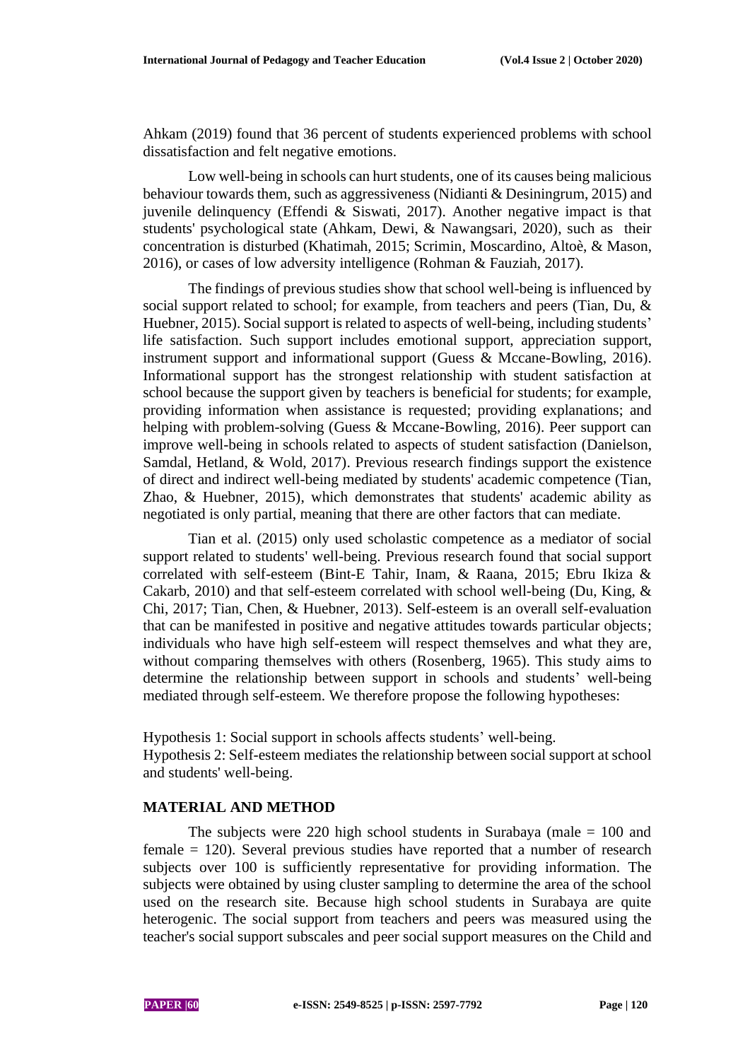Ahkam (2019) found that 36 percent of students experienced problems with school dissatisfaction and felt negative emotions.

Low well-being in schools can hurt students, one of its causes being malicious behaviour towards them, such as aggressiveness (Nidianti & Desiningrum, 2015) and juvenile delinquency (Effendi & Siswati, 2017). Another negative impact is that students' psychological state (Ahkam, Dewi, & Nawangsari, 2020), such as their concentration is disturbed (Khatimah, 2015; Scrimin, Moscardino, Altoè, & Mason, 2016), or cases of low adversity intelligence (Rohman & Fauziah, 2017).

The findings of previous studies show that school well-being is influenced by social support related to school; for example, from teachers and peers (Tian, Du, & Huebner, 2015). Social support is related to aspects of well-being, including students' life satisfaction. Such support includes emotional support, appreciation support, instrument support and informational support (Guess & Mccane-Bowling, 2016). Informational support has the strongest relationship with student satisfaction at school because the support given by teachers is beneficial for students; for example, providing information when assistance is requested; providing explanations; and helping with problem-solving (Guess & Mccane-Bowling, 2016). Peer support can improve well-being in schools related to aspects of student satisfaction (Danielson, Samdal, Hetland, & Wold, 2017). Previous research findings support the existence of direct and indirect well-being mediated by students' academic competence (Tian, Zhao, & Huebner, 2015), which demonstrates that students' academic ability as negotiated is only partial, meaning that there are other factors that can mediate.

Tian et al. (2015) only used scholastic competence as a mediator of social support related to students' well-being. Previous research found that social support correlated with self-esteem (Bint-E Tahir, Inam, & Raana, 2015; Ebru Ikiza & Cakarb, 2010) and that self-esteem correlated with school well-being (Du, King, & Chi, 2017; Tian, Chen, & Huebner, 2013). Self-esteem is an overall self-evaluation that can be manifested in positive and negative attitudes towards particular objects; individuals who have high self-esteem will respect themselves and what they are, without comparing themselves with others (Rosenberg, 1965). This study aims to determine the relationship between support in schools and students' well-being mediated through self-esteem. We therefore propose the following hypotheses:

Hypothesis 1: Social support in schools affects students' well-being.
Hypothesis 2: Self-esteem mediates the relationship between social support at school and students' well-being.

## MATERIAL AND METHOD

The subjects were 220 high school students in Surabaya (male = 100 and female = 120). Several previous studies have reported that a number of research subjects over 100 is sufficiently representative for providing information. The subjects were obtained by using cluster sampling to determine the area of the school used on the research site. Because high school students in Surabaya are quite heterogenic. The social support from teachers and peers was measured using the teacher's social support subscales and peer social support measures on the Child and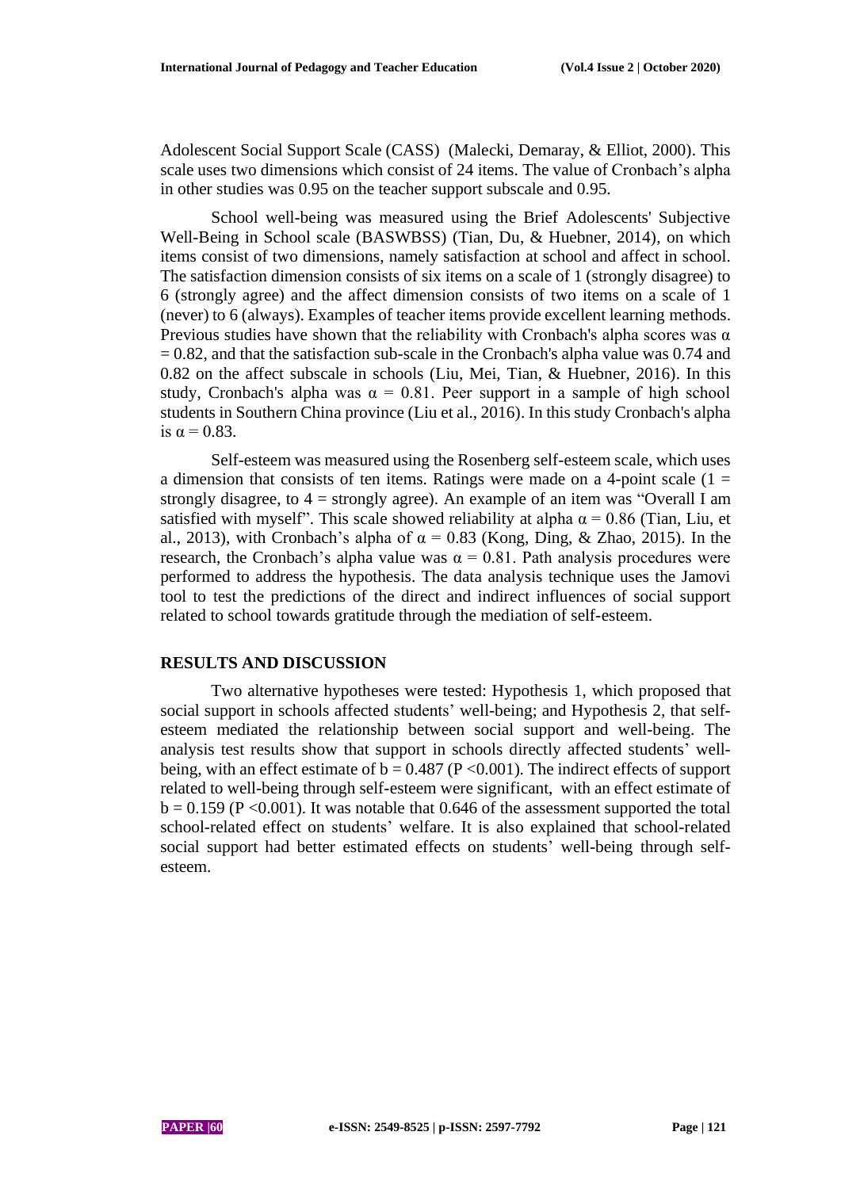Adolescent Social Support Scale (CASS) (Malecki, Demaray, & Elliot, 2000). This scale uses two dimensions which consist of 24 items. The value of Cronbach's alpha in other studies was 0.95 on the teacher support subscale and 0.95.

School well-being was measured using the Brief Adolescents' Subjective Well-Being in School scale (BASWBSS) (Tian, Du, & Huebner, 2014), on which items consist of two dimensions, namely satisfaction at school and affect in school. The satisfaction dimension consists of six items on a scale of 1 (strongly disagree) to 6 (strongly agree) and the affect dimension consists of two items on a scale of 1 (never) to 6 (always). Examples of teacher items provide excellent learning methods. Previous studies have shown that the reliability with Cronbach's alpha scores was $\alpha = 0.82$, and that the satisfaction sub-scale in the Cronbach's alpha value was 0.74 and 0.82 on the affect subscale in schools (Liu, Mei, Tian, & Huebner, 2016). In this study, Cronbach's alpha was $\alpha = 0.81$. Peer support in a sample of high school students in Southern China province (Liu et al., 2016). In this study Cronbach's alpha is $\alpha = 0.83$.

Self-esteem was measured using the Rosenberg self-esteem scale, which uses a dimension that consists of ten items. Ratings were made on a 4-point scale (1 = strongly disagree, to 4 = strongly agree). An example of an item was "Overall I am satisfied with myself". This scale showed reliability at alpha $\alpha = 0.86$ (Tian, Liu, et al., 2013), with Cronbach's alpha of $\alpha = 0.83$ (Kong, Ding, & Zhao, 2015). In the research, the Cronbach's alpha value was $\alpha = 0.81$. Path analysis procedures were performed to address the hypothesis. The data analysis technique uses the Jamovi tool to test the predictions of the direct and indirect influences of social support related to school towards gratitude through the mediation of self-esteem.

## RESULTS AND DISCUSSION

Two alternative hypotheses were tested: Hypothesis 1, which proposed that social support in schools affected students' well-being; and Hypothesis 2, that self-esteem mediated the relationship between social support and well-being. The analysis test results show that support in schools directly affected students' well-being, with an effect estimate of $b = 0.487$ ($P < 0.001$). The indirect effects of support related to well-being through self-esteem were significant, with an effect estimate of $b = 0.159$ ($P < 0.001$). It was notable that 0.646 of the assessment supported the total school-related effect on students' welfare. It is also explained that school-related social support had better estimated effects on students' well-being through self-esteem.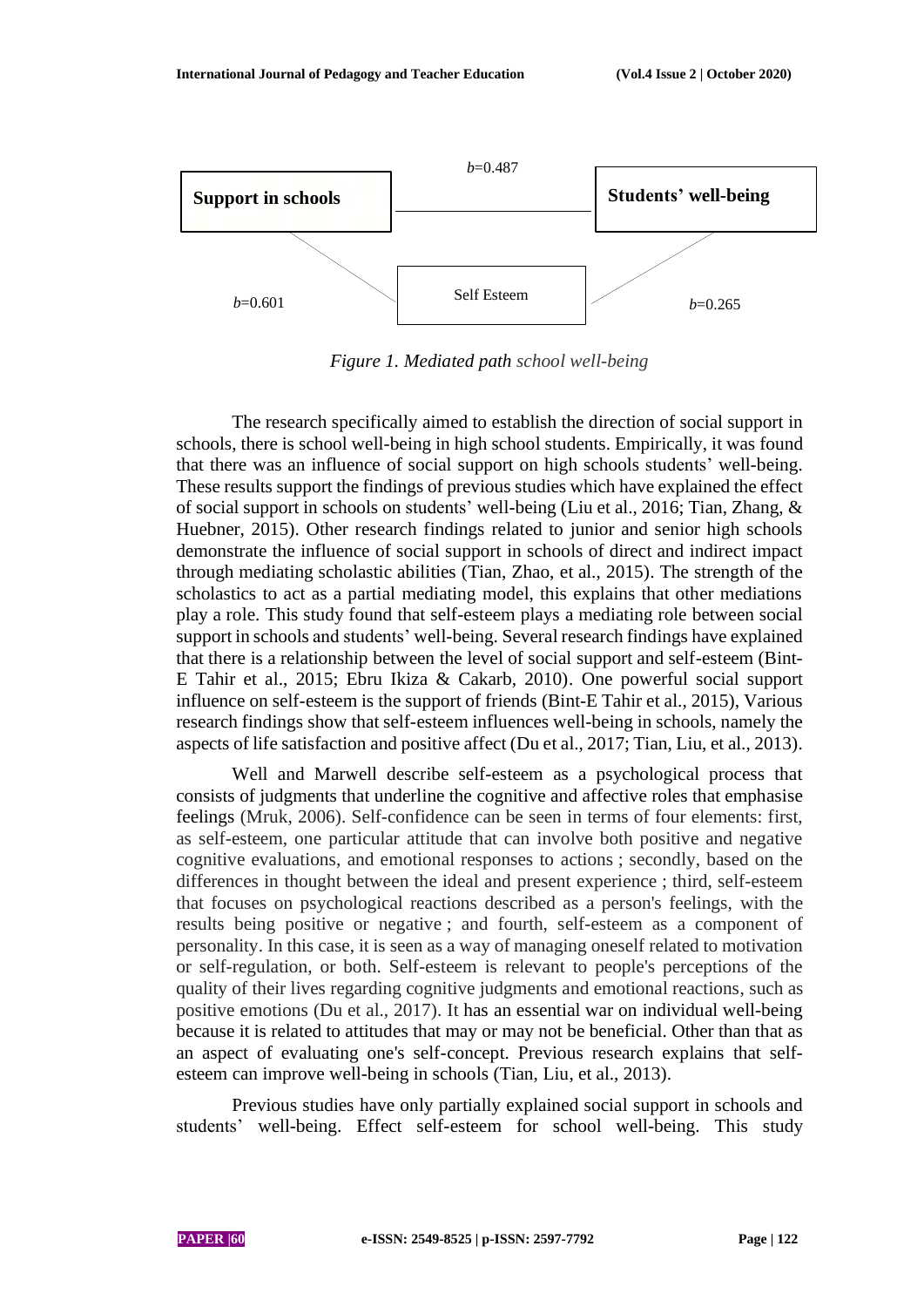Support in schools

$b$=0.487

Students' well-being

$b$=0.601

Self Esteem

$b$=0.265

*Figure 1. Mediated path* school well-being

The research specifically aimed to establish the direction of social support in schools, there is school well-being in high school students. Empirically, it was found that there was an influence of social support on high schools students' well-being. These results support the findings of previous studies which have explained the effect of social support in schools on students' well-being (Liu et al., 2016; Tian, Zhang, & Huebner, 2015). Other research findings related to junior and senior high schools demonstrate the influence of social support in schools of direct and indirect impact through mediating scholastic abilities (Tian, Zhao, et al., 2015). The strength of the scholastics to act as a partial mediating model, this explains that other mediations play a role. This study found that self-esteem plays a mediating role between social support in schools and students' well-being. Several research findings have explained that there is a relationship between the level of social support and self-esteem (Bint-E Tahir et al., 2015; Ebru Ikiza & Cakarb, 2010). One powerful social support influence on self-esteem is the support of friends (Bint-E Tahir et al., 2015), Various research findings show that self-esteem influences well-being in schools, namely the aspects of life satisfaction and positive affect (Du et al., 2017; Tian, Liu, et al., 2013).

Well and Marwell describe self-esteem as a psychological process that consists of judgments that underline the cognitive and affective roles that emphasise feelings (Mruk, 2006). Self-confidence can be seen in terms of four elements: first, as self-esteem, one particular attitude that can involve both positive and negative cognitive evaluations, and emotional responses to actions ; secondly, based on the differences in thought between the ideal and present experience ; third, self-esteem that focuses on psychological reactions described as a person's feelings, with the results being positive or negative ; and fourth, self-esteem as a component of personality. In this case, it is seen as a way of managing oneself related to motivation or self-regulation, or both. Self-esteem is relevant to people's perceptions of the quality of their lives regarding cognitive judgments and emotional reactions, such as positive emotions (Du et al., 2017). It has an essential war on individual well-being because it is related to attitudes that may or may not be beneficial. Other than that as an aspect of evaluating one's self-concept. Previous research explains that self-esteem can improve well-being in schools (Tian, Liu, et al., 2013).

Previous studies have only partially explained social support in schools and students' well-being. Effect self-esteem for school well-being. This study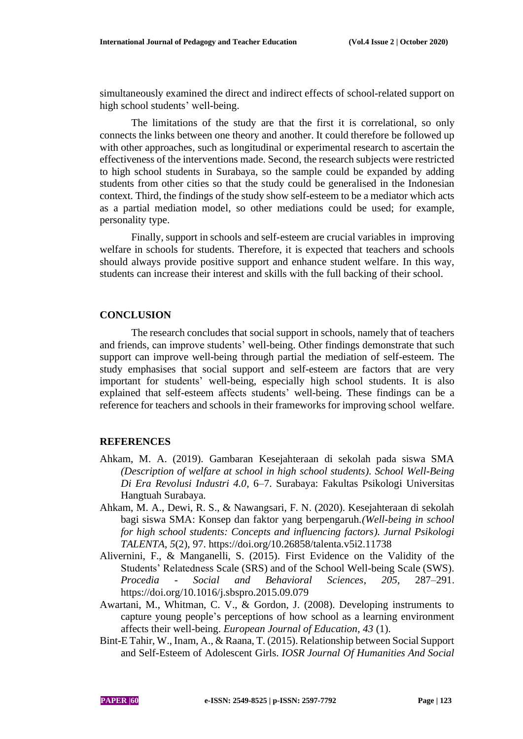simultaneously examined the direct and indirect effects of school-related support on high school students' well-being.

The limitations of the study are that the first it is correlational, so only connects the links between one theory and another. It could therefore be followed up with other approaches, such as longitudinal or experimental research to ascertain the effectiveness of the interventions made. Second, the research subjects were restricted to high school students in Surabaya, so the sample could be expanded by adding students from other cities so that the study could be generalised in the Indonesian context. Third, the findings of the study show self-esteem to be a mediator which acts as a partial mediation model, so other mediations could be used; for example, personality type.

Finally, support in schools and self-esteem are crucial variables in improving welfare in schools for students. Therefore, it is expected that teachers and schools should always provide positive support and enhance student welfare. In this way, students can increase their interest and skills with the full backing of their school.

## CONCLUSION

The research concludes that social support in schools, namely that of teachers and friends, can improve students' well-being. Other findings demonstrate that such support can improve well-being through partial the mediation of self-esteem. The study emphasises that social support and self-esteem are factors that are very important for students' well-being, especially high school students. It is also explained that self-esteem affects students' well-being. These findings can be a reference for teachers and schools in their frameworks for improving school welfare.

## REFERENCES

Ahkam, M. A. (2019). Gambaran Kesejahteraan di sekolah pada siswa SMA *(Description of welfare at school in high school students). School Well-Being Di Era Revolusi Industri 4.0*, 6–7. Surabaya: Fakultas Psikologi Universitas Hangtuah Surabaya.

Ahkam, M. A., Dewi, R. S., & Nawangsari, F. N. (2020). Kesejahteraan di sekolah bagi siswa SMA: Konsep dan faktor yang berpengaruh.*(Well-being in school for high school students: Concepts and influencing factors). Jurnal Psikologi TALENTA*, *5*(2), 97. https://doi.org/10.26858/talenta.v5i2.11738

Alivernini, F., & Manganelli, S. (2015). First Evidence on the Validity of the Students' Relatedness Scale (SRS) and of the School Well-being Scale (SWS). *Procedia - Social and Behavioral Sciences*, *205*, 287–291. https://doi.org/10.1016/j.sbspro.2015.09.079

Awartani, M., Whitman, C. V., & Gordon, J. (2008). Developing instruments to capture young people's perceptions of how school as a learning environment affects their well-being. *European Journal of Education*, *43* (1).

Bint-E Tahir, W., Inam, A., & Raana, T. (2015). Relationship between Social Support and Self-Esteem of Adolescent Girls. *IOSR Journal Of Humanities And Social*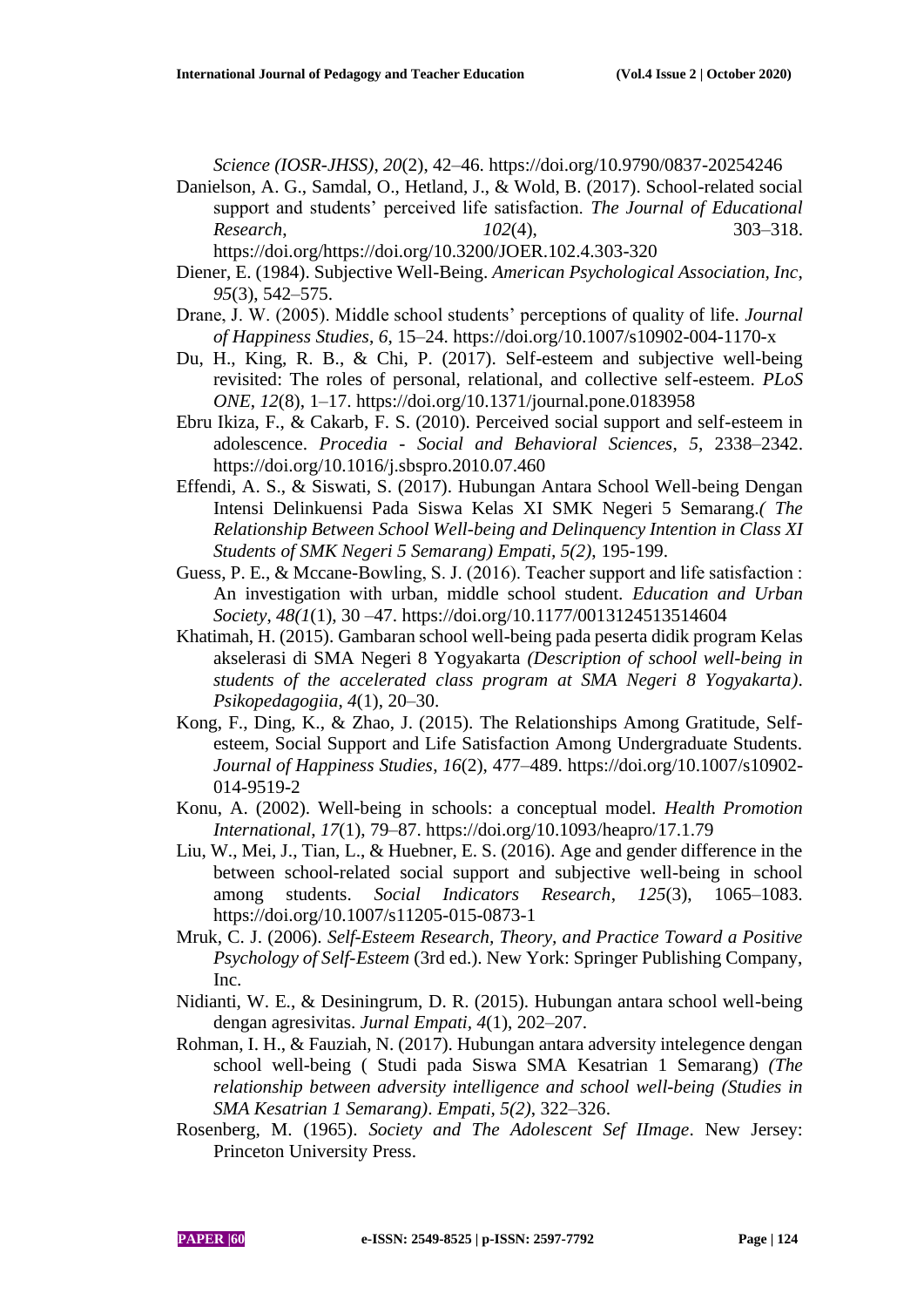*Science (IOSR-JHSS)*, *20*(2), 42–46. https://doi.org/10.9790/0837-20254246

Danielson, A. G., Samdal, O., Hetland, J., & Wold, B. (2017). School-related social support and students' perceived life satisfaction. *The Journal of Educational Research*, *102*(4), 303–318. https://doi.org/https://doi.org/10.3200/JOER.102.4.303-320

Diener, E. (1984). Subjective Well-Being. *American Psychological Association, Inc*, *95*(3), 542–575.

Drane, J. W. (2005). Middle school students' perceptions of quality of life. *Journal of Happiness Studies*, *6*, 15–24. https://doi.org/10.1007/s10902-004-1170-x

Du, H., King, R. B., & Chi, P. (2017). Self-esteem and subjective well-being revisited: The roles of personal, relational, and collective self-esteem. *PLoS ONE*, *12*(8), 1–17. https://doi.org/10.1371/journal.pone.0183958

Ebru Ikiza, F., & Cakarb, F. S. (2010). Perceived social support and self-esteem in adolescence. *Procedia - Social and Behavioral Sciences*, *5*, 2338–2342. https://doi.org/10.1016/j.sbspro.2010.07.460

Effendi, A. S., & Siswati, S. (2017). Hubungan Antara School Well-being Dengan Intensi Delinkuensi Pada Siswa Kelas XI SMK Negeri 5 Semarang.*( The Relationship Between School Well-being and Delinquency Intention in Class XI Students of SMK Negeri 5 Semarang) Empati, 5(2)*, 195-199.

Guess, P. E., & Mccane-Bowling, S. J. (2016). Teacher support and life satisfaction : An investigation with urban, middle school student. *Education and Urban Society*, *48(1*(1), 30 –47. https://doi.org/10.1177/0013124513514604

Khatimah, H. (2015). Gambaran school well-being pada peserta didik program Kelas akselerasi di SMA Negeri 8 Yogyakarta *(Description of school well-being in students of the accelerated class program at SMA Negeri 8 Yogyakarta)*. *Psikopedagogiia*, *4*(1), 20–30.

Kong, F., Ding, K., & Zhao, J. (2015). The Relationships Among Gratitude, Self-esteem, Social Support and Life Satisfaction Among Undergraduate Students. *Journal of Happiness Studies*, *16*(2), 477–489. https://doi.org/10.1007/s10902-014-9519-2

Konu, A. (2002). Well-being in schools: a conceptual model. *Health Promotion International*, *17*(1), 79–87. https://doi.org/10.1093/heapro/17.1.79

Liu, W., Mei, J., Tian, L., & Huebner, E. S. (2016). Age and gender difference in the between school-related social support and subjective well-being in school among students. *Social Indicators Research*, *125*(3), 1065–1083. https://doi.org/10.1007/s11205-015-0873-1

Mruk, C. J. (2006). *Self-Esteem Research, Theory, and Practice Toward a Positive Psychology of Self-Esteem* (3rd ed.). New York: Springer Publishing Company, Inc.

Nidianti, W. E., & Desiningrum, D. R. (2015). Hubungan antara school well-being dengan agresivitas. *Jurnal Empati*, *4*(1), 202–207.

Rohman, I. H., & Fauziah, N. (2017). Hubungan antara adversity intelegence dengan school well-being ( Studi pada Siswa SMA Kesatrian 1 Semarang) *(The relationship between adversity intelligence and school well-being (Studies in SMA Kesatrian 1 Semarang)*. *Empati, 5(2)*, 322–326.

Rosenberg, M. (1965). *Society and The Adolescent Sef IImage*. New Jersey: Princeton University Press.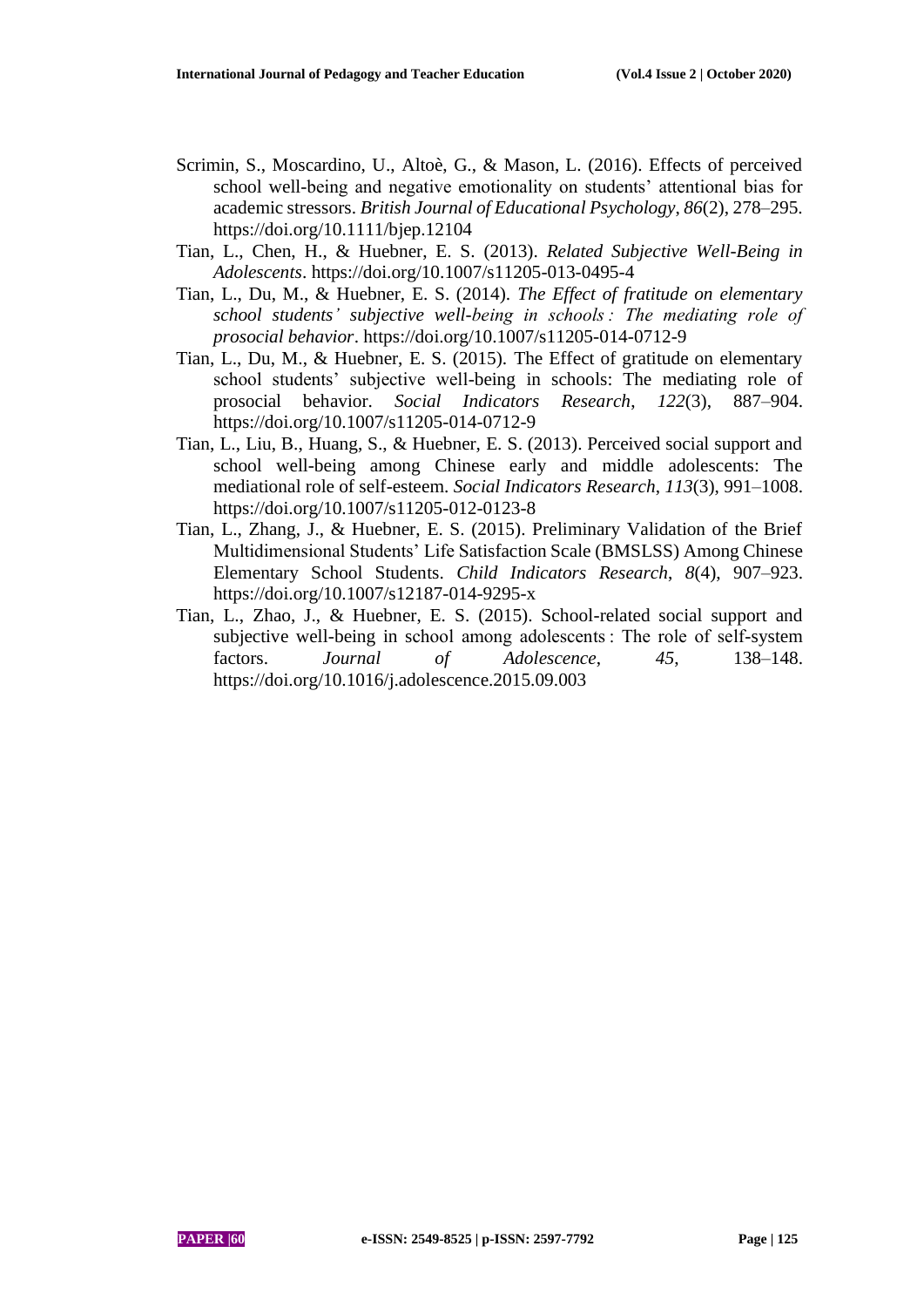Scrimin, S., Moscardino, U., Altoè, G., & Mason, L. (2016). Effects of perceived school well-being and negative emotionality on students' attentional bias for academic stressors. *British Journal of Educational Psychology*, *86*(2), 278–295. https://doi.org/10.1111/bjep.12104

Tian, L., Chen, H., & Huebner, E. S. (2013). *Related Subjective Well-Being in Adolescents*. https://doi.org/10.1007/s11205-013-0495-4

Tian, L., Du, M., & Huebner, E. S. (2014). *The Effect of fratitude on elementary school students' subjective well-being in schools : The mediating role of prosocial behavior*. https://doi.org/10.1007/s11205-014-0712-9

Tian, L., Du, M., & Huebner, E. S. (2015). The Effect of gratitude on elementary school students' subjective well-being in schools: The mediating role of prosocial behavior. *Social Indicators Research*, *122*(3), 887–904. https://doi.org/10.1007/s11205-014-0712-9

Tian, L., Liu, B., Huang, S., & Huebner, E. S. (2013). Perceived social support and school well-being among Chinese early and middle adolescents: The mediational role of self-esteem. *Social Indicators Research*, *113*(3), 991–1008. https://doi.org/10.1007/s11205-012-0123-8

Tian, L., Zhang, J., & Huebner, E. S. (2015). Preliminary Validation of the Brief Multidimensional Students' Life Satisfaction Scale (BMSLSS) Among Chinese Elementary School Students. *Child Indicators Research*, *8*(4), 907–923. https://doi.org/10.1007/s12187-014-9295-x

Tian, L., Zhao, J., & Huebner, E. S. (2015). School-related social support and subjective well-being in school among adolescents : The role of self-system factors. *Journal of Adolescence*, *45*, 138–148. https://doi.org/10.1016/j.adolescence.2015.09.003